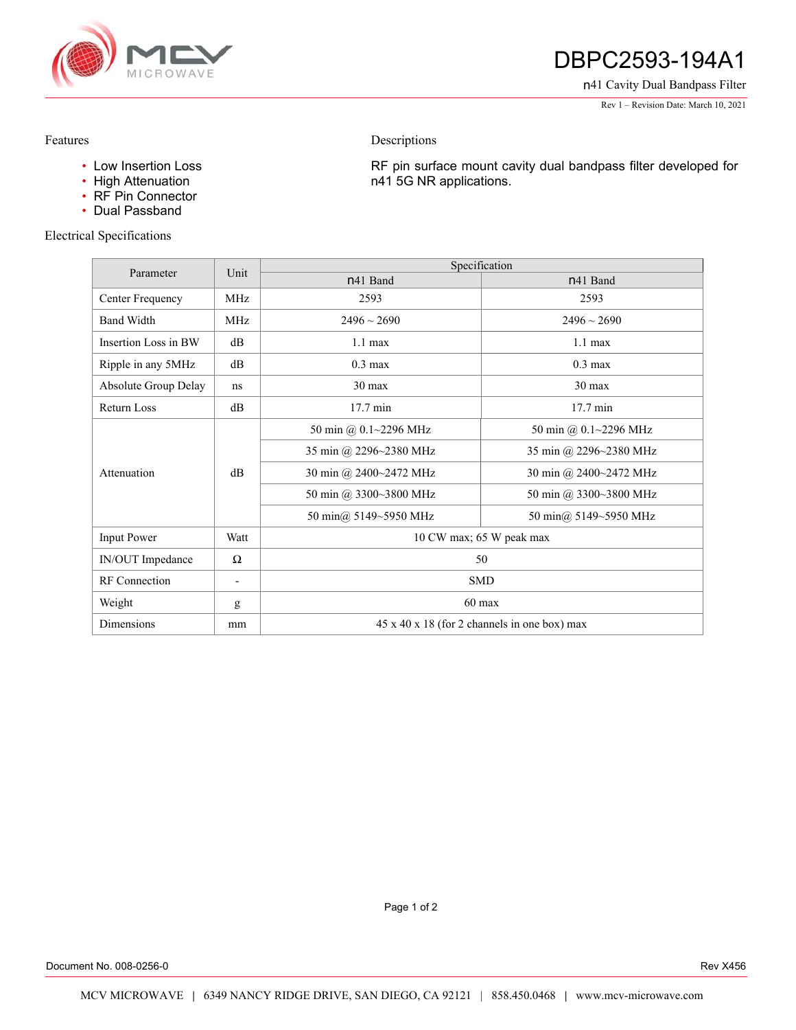# DBPC2593-194A1

n41 Cavity Dual Bandpass Filter

Rev 1 – Revision Date: March 10, 2021

## Features

- Low Insertion Loss
- High Attenuation
- RF Pin Connector
- Dual Passband

## Descriptions

RF pin surface mount cavity dual bandpass filter developed for n41 5G NR applications.

## Electrical Specifications

| Parameter | Unit | Specification | |
|---|---|---|---|
| | | n41 Band | n41 Band |
| Center Frequency | MHz | 2593 | 2593 |
| Band Width | MHz | 2496 ~ 2690 | 2496 ~ 2690 |
| Insertion Loss in BW | dB | 1.1 max | 1.1 max |
| Ripple in any 5MHz | dB | 0.3 max | 0.3 max |
| Absolute Group Delay | ns | 30 max | 30 max |
| Return Loss | dB | 17.7 min | 17.7 min |
| Attenuation | dB | 50 min @ 0.1~2296 MHz | 50 min @ 0.1~2296 MHz |
| | | 35 min @ 2296~2380 MHz | 35 min @ 2296~2380 MHz |
| | | 30 min @ 2400~2472 MHz | 30 min @ 2400~2472 MHz |
| | | 50 min @ 3300~3800 MHz | 50 min @ 3300~3800 MHz |
| | | 50 min@ 5149~5950 MHz | 50 min@ 5149~5950 MHz |
| Input Power | Watt | 10 CW max; 65 W peak max | |
| IN/OUT Impedance | Ω | 50 | |
| RF Connection | - | SMD | |
| Weight | g | 60 max | |
| Dimensions | mm | 45 x 40 x 18 (for 2 channels in one box) max | |

Document No. 008-0256-0 Rev X456

MCV MICROWAVE | 6349 NANCY RIDGE DRIVE, SAN DIEGO, CA 92121 | 858.450.0468 | www.mcv-microwave.com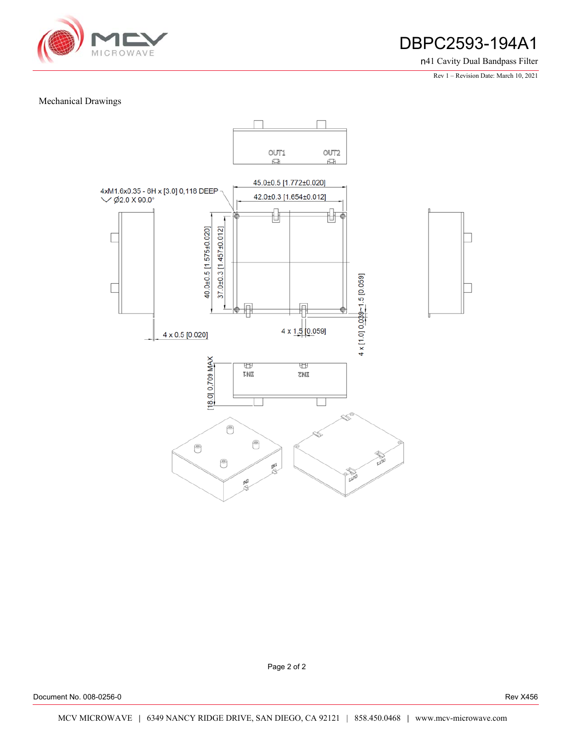# DBPC2593-194A1

n41 Cavity Dual Bandpass Filter

Rev 1 – Revision Date: March 10, 2021

Mechanical Drawings

OUT1
OUT2

45.0±0.5 [1.772±0.020]
42.0±0.3 [1.654±0.012]
4xM1.6x0.35 - 6H x [3.0] 0,118 DEEP
Ø2.0 X 90.0°
40.0±0.5 [1.575±0.020]
37.0±0.3 [1.457±0.012]
4 x 0.5 [0.020]
4 x 1.5 [0.059]
4 x [1.0] 0.039~1.5 [0.059]
[18.0] 0.709 MAX
IN1
IN2

Document No. 008-0256-0

Rev X456

MCV MICROWAVE | 6349 NANCY RIDGE DRIVE, SAN DIEGO, CA 92121 | 858.450.0468 | www.mcv-microwave.com